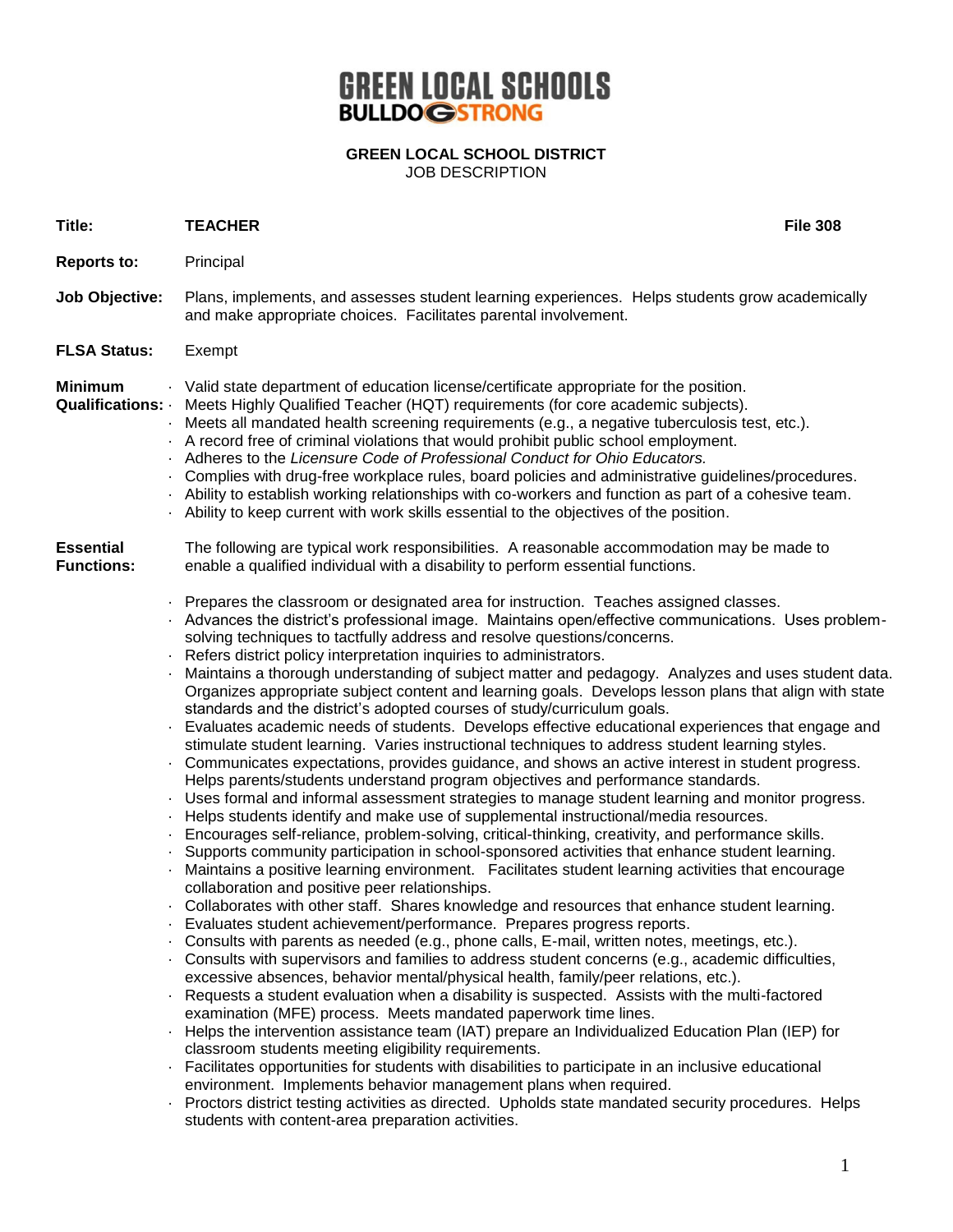# GREEN LOCAL SCHOOLS
**BULLDOG STRONG**

**GREEN LOCAL SCHOOL DISTRICT**
JOB DESCRIPTION

**Title:** **TEACHER** **File 308**

**Reports to:** Principal

**Job Objective:** Plans, implements, and assesses student learning experiences. Helps students grow academically and make appropriate choices. Facilitates parental involvement.

**FLSA Status:** Exempt

**Minimum Qualifications:**

- Valid state department of education license/certificate appropriate for the position.
- Meets Highly Qualified Teacher (HQT) requirements (for core academic subjects).
- Meets all mandated health screening requirements (e.g., a negative tuberculosis test, etc.).
- A record free of criminal violations that would prohibit public school employment.
- Adheres to the *Licensure Code of Professional Conduct for Ohio Educators.*
- Complies with drug-free workplace rules, board policies and administrative guidelines/procedures.
- Ability to establish working relationships with co-workers and function as part of a cohesive team.
- Ability to keep current with work skills essential to the objectives of the position.

**Essential Functions:** The following are typical work responsibilities. A reasonable accommodation may be made to enable a qualified individual with a disability to perform essential functions.

- Prepares the classroom or designated area for instruction. Teaches assigned classes.
- Advances the district's professional image. Maintains open/effective communications. Uses problem-solving techniques to tactfully address and resolve questions/concerns.
- Refers district policy interpretation inquiries to administrators.
- Maintains a thorough understanding of subject matter and pedagogy. Analyzes and uses student data. Organizes appropriate subject content and learning goals. Develops lesson plans that align with state standards and the district's adopted courses of study/curriculum goals.
- Evaluates academic needs of students. Develops effective educational experiences that engage and stimulate student learning. Varies instructional techniques to address student learning styles.
- Communicates expectations, provides guidance, and shows an active interest in student progress. Helps parents/students understand program objectives and performance standards.
- Uses formal and informal assessment strategies to manage student learning and monitor progress.
- Helps students identify and make use of supplemental instructional/media resources.
- Encourages self-reliance, problem-solving, critical-thinking, creativity, and performance skills.
- Supports community participation in school-sponsored activities that enhance student learning.
- Maintains a positive learning environment. Facilitates student learning activities that encourage collaboration and positive peer relationships.
- Collaborates with other staff. Shares knowledge and resources that enhance student learning.
- Evaluates student achievement/performance. Prepares progress reports.
- Consults with parents as needed (e.g., phone calls, E-mail, written notes, meetings, etc.).
- Consults with supervisors and families to address student concerns (e.g., academic difficulties, excessive absences, behavior mental/physical health, family/peer relations, etc.).
- Requests a student evaluation when a disability is suspected. Assists with the multi-factored examination (MFE) process. Meets mandated paperwork time lines.
- Helps the intervention assistance team (IAT) prepare an Individualized Education Plan (IEP) for classroom students meeting eligibility requirements.
- Facilitates opportunities for students with disabilities to participate in an inclusive educational environment. Implements behavior management plans when required.
- Proctors district testing activities as directed. Upholds state mandated security procedures. Helps students with content-area preparation activities.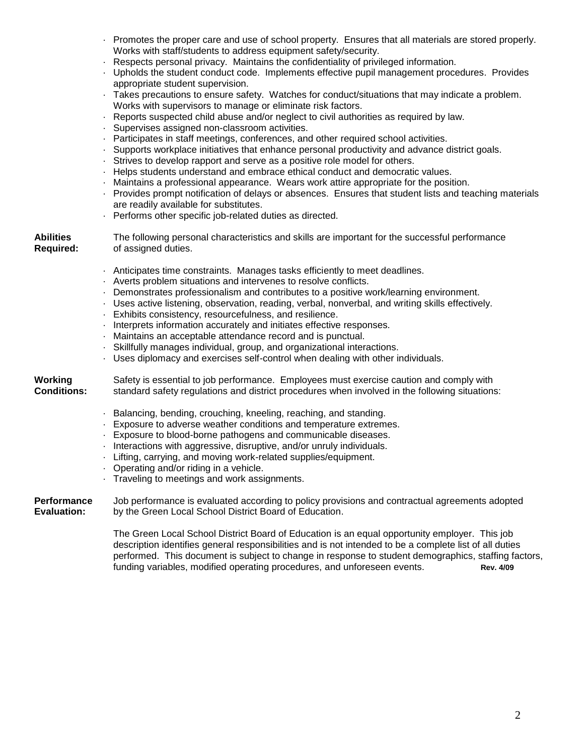- Promotes the proper care and use of school property. Ensures that all materials are stored properly. Works with staff/students to address equipment safety/security.
- Respects personal privacy. Maintains the confidentiality of privileged information.
- Upholds the student conduct code. Implements effective pupil management procedures. Provides appropriate student supervision.
- Takes precautions to ensure safety. Watches for conduct/situations that may indicate a problem. Works with supervisors to manage or eliminate risk factors.
- Reports suspected child abuse and/or neglect to civil authorities as required by law.
- Supervises assigned non-classroom activities.
- Participates in staff meetings, conferences, and other required school activities.
- Supports workplace initiatives that enhance personal productivity and advance district goals.
- Strives to develop rapport and serve as a positive role model for others.
- Helps students understand and embrace ethical conduct and democratic values.
- Maintains a professional appearance. Wears work attire appropriate for the position.
- Provides prompt notification of delays or absences. Ensures that student lists and teaching materials are readily available for substitutes.
- Performs other specific job-related duties as directed.

**Abilities Required:** The following personal characteristics and skills are important for the successful performance of assigned duties.

- Anticipates time constraints. Manages tasks efficiently to meet deadlines.
- Averts problem situations and intervenes to resolve conflicts.
- Demonstrates professionalism and contributes to a positive work/learning environment.
- Uses active listening, observation, reading, verbal, nonverbal, and writing skills effectively.
- Exhibits consistency, resourcefulness, and resilience.
- Interprets information accurately and initiates effective responses.
- Maintains an acceptable attendance record and is punctual.
- Skillfully manages individual, group, and organizational interactions.
- Uses diplomacy and exercises self-control when dealing with other individuals.

**Working Conditions:** Safety is essential to job performance. Employees must exercise caution and comply with standard safety regulations and district procedures when involved in the following situations:

- Balancing, bending, crouching, kneeling, reaching, and standing.
- Exposure to adverse weather conditions and temperature extremes.
- Exposure to blood-borne pathogens and communicable diseases.
- Interactions with aggressive, disruptive, and/or unruly individuals.
- Lifting, carrying, and moving work-related supplies/equipment.
- Operating and/or riding in a vehicle.
- Traveling to meetings and work assignments.

**Performance Evaluation:** Job performance is evaluated according to policy provisions and contractual agreements adopted by the Green Local School District Board of Education.

The Green Local School District Board of Education is an equal opportunity employer. This job description identifies general responsibilities and is not intended to be a complete list of all duties performed. This document is subject to change in response to student demographics, staffing factors, funding variables, modified operating procedures, and unforeseen events. **Rev. 4/09**